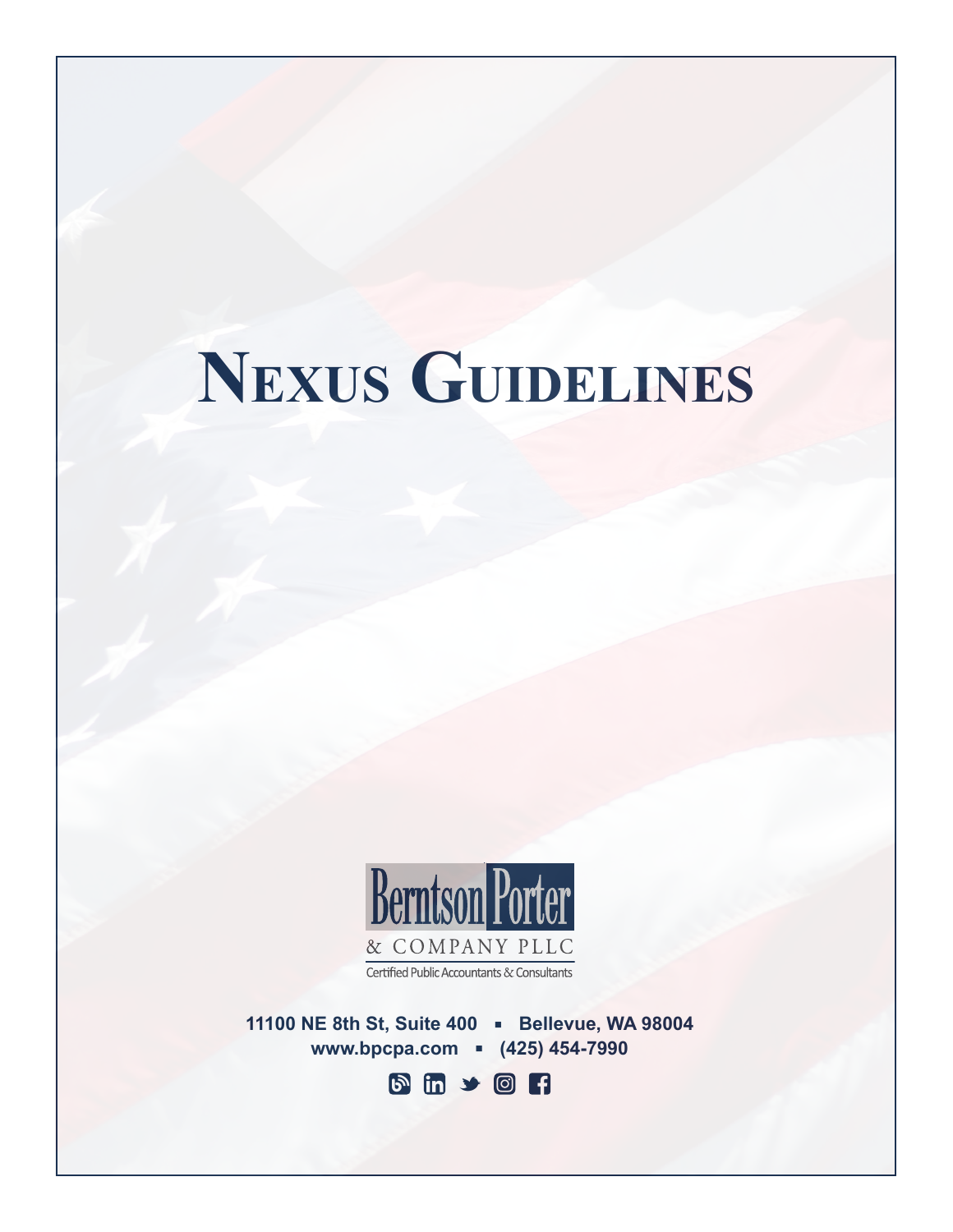# Nexus Guidelines

Berntson Porter

& COMPANY PLLC

Certified Public Accountants & Consultants

**11100 NE 8th St, Suite 400 ▪ Bellevue, WA 98004**

**www.bpcpa.com ▪ (425) 454-7990**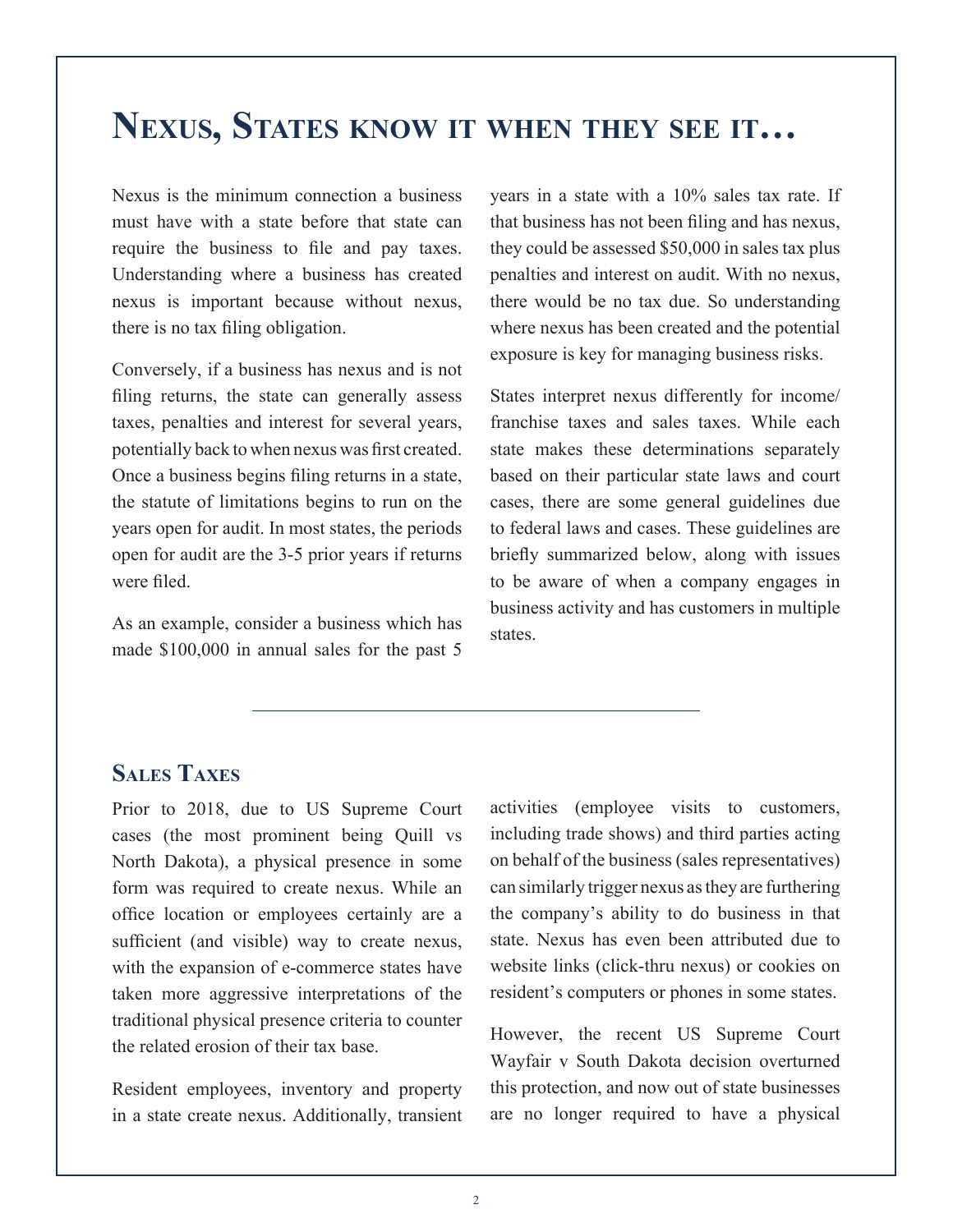# Nexus, States know it when they see it…

Nexus is the minimum connection a business must have with a state before that state can require the business to file and pay taxes. Understanding where a business has created nexus is important because without nexus, there is no tax filing obligation.

Conversely, if a business has nexus and is not filing returns, the state can generally assess taxes, penalties and interest for several years, potentially back to when nexus was first created. Once a business begins filing returns in a state, the statute of limitations begins to run on the years open for audit. In most states, the periods open for audit are the 3-5 prior years if returns were filed.

As an example, consider a business which has made $100,000 in annual sales for the past 5 years in a state with a 10% sales tax rate. If that business has not been filing and has nexus, they could be assessed $50,000 in sales tax plus penalties and interest on audit. With no nexus, there would be no tax due. So understanding where nexus has been created and the potential exposure is key for managing business risks.

States interpret nexus differently for income/ franchise taxes and sales taxes. While each state makes these determinations separately based on their particular state laws and court cases, there are some general guidelines due to federal laws and cases. These guidelines are briefly summarized below, along with issues to be aware of when a company engages in business activity and has customers in multiple states.

---

## Sales Taxes

Prior to 2018, due to US Supreme Court cases (the most prominent being Quill vs North Dakota), a physical presence in some form was required to create nexus. While an office location or employees certainly are a sufficient (and visible) way to create nexus, with the expansion of e-commerce states have taken more aggressive interpretations of the traditional physical presence criteria to counter the related erosion of their tax base.

Resident employees, inventory and property in a state create nexus. Additionally, transient activities (employee visits to customers, including trade shows) and third parties acting on behalf of the business (sales representatives) can similarly trigger nexus as they are furthering the company's ability to do business in that state. Nexus has even been attributed due to website links (click-thru nexus) or cookies on resident's computers or phones in some states.

However, the recent US Supreme Court Wayfair v South Dakota decision overturned this protection, and now out of state businesses are no longer required to have a physical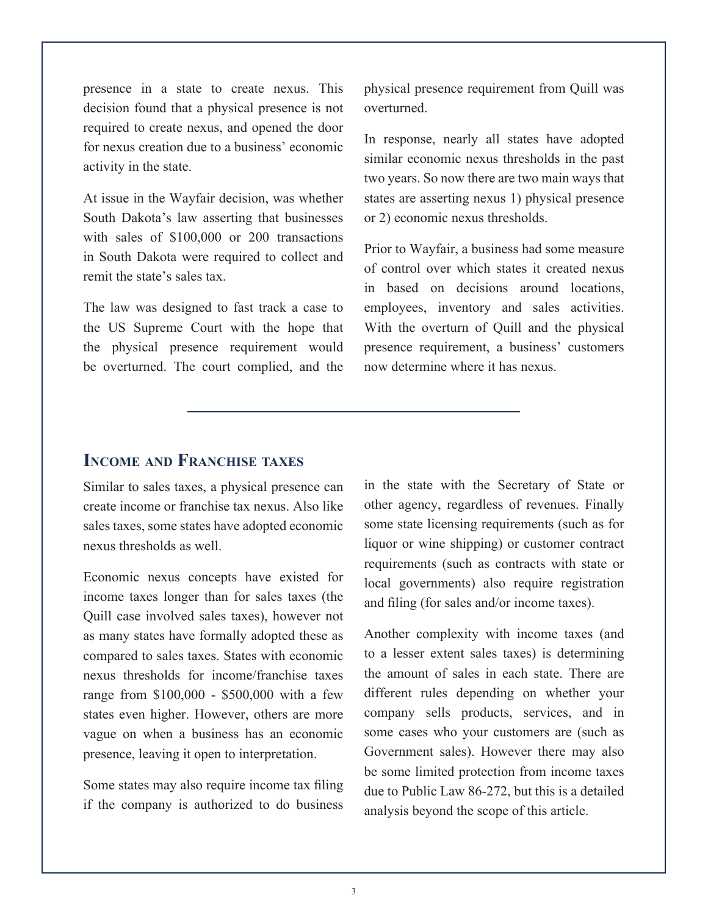presence in a state to create nexus. This decision found that a physical presence is not required to create nexus, and opened the door for nexus creation due to a business' economic activity in the state.

At issue in the Wayfair decision, was whether South Dakota's law asserting that businesses with sales of $100,000 or 200 transactions in South Dakota were required to collect and remit the state's sales tax.

The law was designed to fast track a case to the US Supreme Court with the hope that the physical presence requirement would be overturned. The court complied, and the physical presence requirement from Quill was overturned.

In response, nearly all states have adopted similar economic nexus thresholds in the past two years. So now there are two main ways that states are asserting nexus 1) physical presence or 2) economic nexus thresholds.

Prior to Wayfair, a business had some measure of control over which states it created nexus in based on decisions around locations, employees, inventory and sales activities. With the overturn of Quill and the physical presence requirement, a business' customers now determine where it has nexus.

---

## Income and Franchise taxes

Similar to sales taxes, a physical presence can create income or franchise tax nexus. Also like sales taxes, some states have adopted economic nexus thresholds as well.

Economic nexus concepts have existed for income taxes longer than for sales taxes (the Quill case involved sales taxes), however not as many states have formally adopted these as compared to sales taxes. States with economic nexus thresholds for income/franchise taxes range from $100,000 - $500,000 with a few states even higher. However, others are more vague on when a business has an economic presence, leaving it open to interpretation.

Some states may also require income tax filing if the company is authorized to do business in the state with the Secretary of State or other agency, regardless of revenues. Finally some state licensing requirements (such as for liquor or wine shipping) or customer contract requirements (such as contracts with state or local governments) also require registration and filing (for sales and/or income taxes).

Another complexity with income taxes (and to a lesser extent sales taxes) is determining the amount of sales in each state. There are different rules depending on whether your company sells products, services, and in some cases who your customers are (such as Government sales). However there may also be some limited protection from income taxes due to Public Law 86-272, but this is a detailed analysis beyond the scope of this article.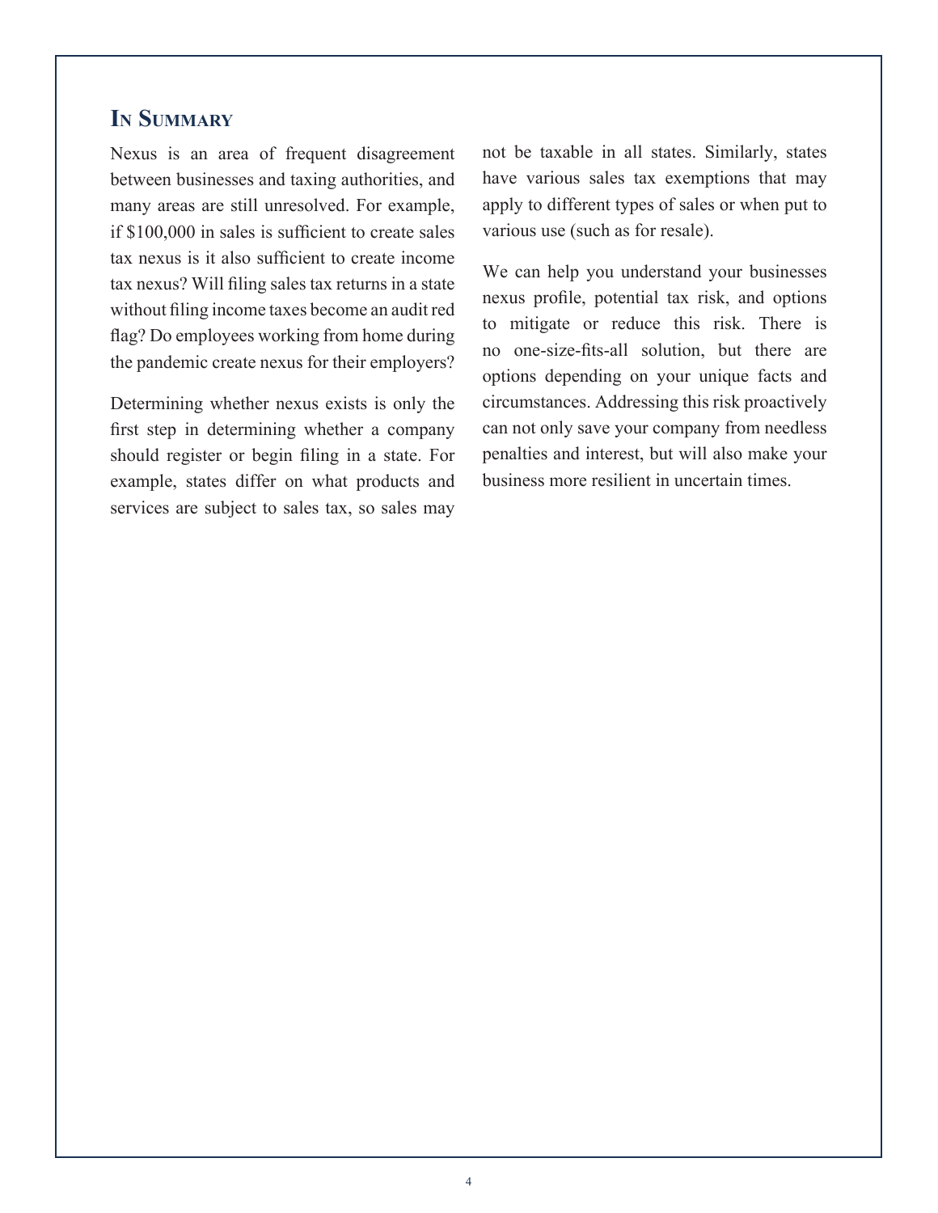## In Summary

Nexus is an area of frequent disagreement between businesses and taxing authorities, and many areas are still unresolved. For example, if $100,000 in sales is sufficient to create sales tax nexus is it also sufficient to create income tax nexus? Will filing sales tax returns in a state without filing income taxes become an audit red flag? Do employees working from home during the pandemic create nexus for their employers?

Determining whether nexus exists is only the first step in determining whether a company should register or begin filing in a state. For example, states differ on what products and services are subject to sales tax, so sales may not be taxable in all states. Similarly, states have various sales tax exemptions that may apply to different types of sales or when put to various use (such as for resale).

We can help you understand your businesses nexus profile, potential tax risk, and options to mitigate or reduce this risk. There is no one-size-fits-all solution, but there are options depending on your unique facts and circumstances. Addressing this risk proactively can not only save your company from needless penalties and interest, but will also make your business more resilient in uncertain times.